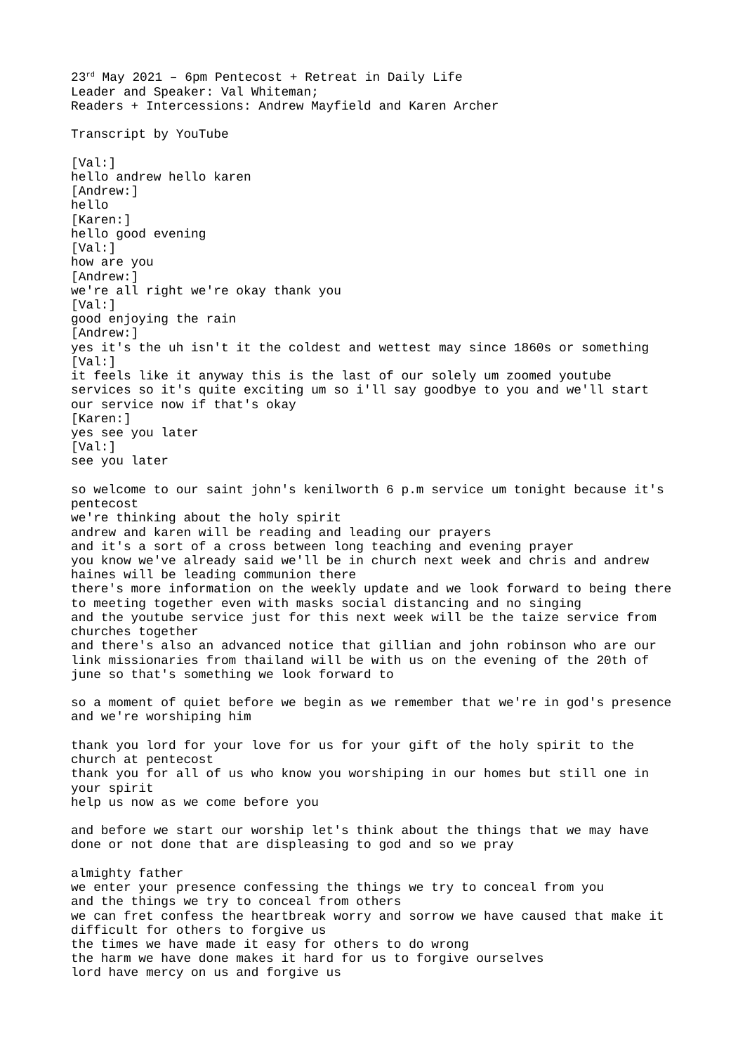23rd May 2021 – 6pm Pentecost + Retreat in Daily Life
Leader and Speaker: Val Whiteman;
Readers + Intercessions: Andrew Mayfield and Karen Archer

Transcript by YouTube

[Val:]
hello andrew hello karen
[Andrew:]
hello
[Karen:]
hello good evening
[Val:]
how are you
[Andrew:]
we're all right we're okay thank you
[Val:]
good enjoying the rain
[Andrew:]
yes it's the uh isn't it the coldest and wettest may since 1860s or something
[Val:]
it feels like it anyway this is the last of our solely um zoomed youtube services so it's quite exciting um so i'll say goodbye to you and we'll start our service now if that's okay
[Karen:]
yes see you later
[Val:]
see you later

so welcome to our saint john's kenilworth 6 p.m service um tonight because it's pentecost
we're thinking about the holy spirit
andrew and karen will be reading and leading our prayers
and it's a sort of a cross between long teaching and evening prayer
you know we've already said we'll be in church next week and chris and andrew haines will be leading communion there
there's more information on the weekly update and we look forward to being there to meeting together even with masks social distancing and no singing
and the youtube service just for this next week will be the taize service from churches together
and there's also an advanced notice that gillian and john robinson who are our link missionaries from thailand will be with us on the evening of the 20th of june so that's something we look forward to

so a moment of quiet before we begin as we remember that we're in god's presence and we're worshiping him

thank you lord for your love for us for your gift of the holy spirit to the church at pentecost
thank you for all of us who know you worshiping in our homes but still one in your spirit
help us now as we come before you

and before we start our worship let's think about the things that we may have done or not done that are displeasing to god and so we pray

almighty father
we enter your presence confessing the things we try to conceal from you
and the things we try to conceal from others
we can fret confess the heartbreak worry and sorrow we have caused that make it difficult for others to forgive us
the times we have made it easy for others to do wrong
the harm we have done makes it hard for us to forgive ourselves
lord have mercy on us and forgive us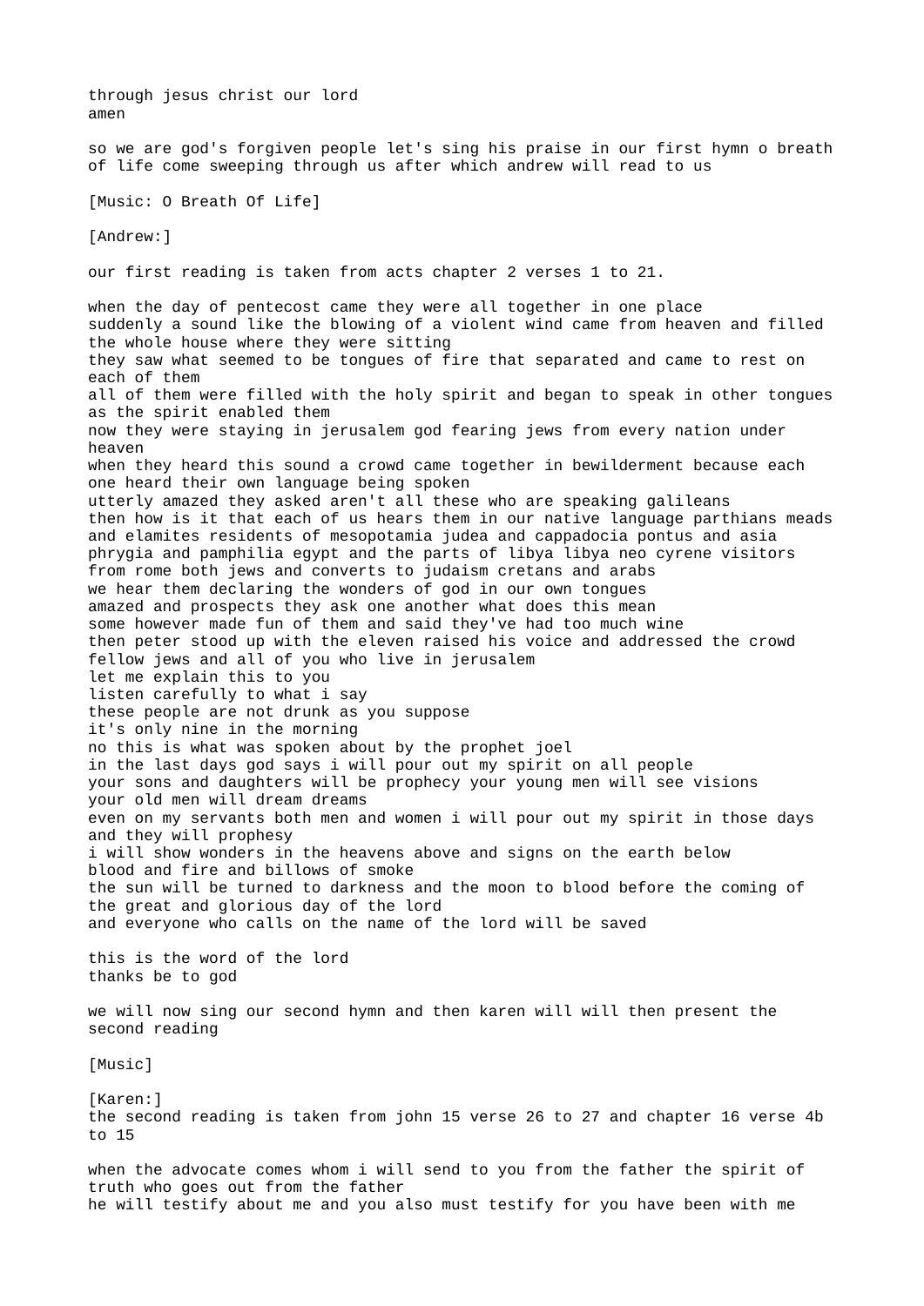through jesus christ our lord
amen

so we are god's forgiven people let's sing his praise in our first hymn o breath of life come sweeping through us after which andrew will read to us

[Music: O Breath Of Life]

[Andrew:]

our first reading is taken from acts chapter 2 verses 1 to 21.

when the day of pentecost came they were all together in one place
suddenly a sound like the blowing of a violent wind came from heaven and filled the whole house where they were sitting
they saw what seemed to be tongues of fire that separated and came to rest on each of them
all of them were filled with the holy spirit and began to speak in other tongues as the spirit enabled them
now they were staying in jerusalem god fearing jews from every nation under heaven
when they heard this sound a crowd came together in bewilderment because each one heard their own language being spoken
utterly amazed they asked aren't all these who are speaking galileans
then how is it that each of us hears them in our native language parthians meads and elamites residents of mesopotamia judea and cappadocia pontus and asia phrygia and pamphilia egypt and the parts of libya libya neo cyrene visitors from rome both jews and converts to judaism cretans and arabs
we hear them declaring the wonders of god in our own tongues
amazed and prospects they ask one another what does this mean
some however made fun of them and said they've had too much wine
then peter stood up with the eleven raised his voice and addressed the crowd
fellow jews and all of you who live in jerusalem
let me explain this to you
listen carefully to what i say
these people are not drunk as you suppose
it's only nine in the morning
no this is what was spoken about by the prophet joel
in the last days god says i will pour out my spirit on all people
your sons and daughters will be prophecy your young men will see visions
your old men will dream dreams
even on my servants both men and women i will pour out my spirit in those days and they will prophesy
i will show wonders in the heavens above and signs on the earth below
blood and fire and billows of smoke
the sun will be turned to darkness and the moon to blood before the coming of the great and glorious day of the lord
and everyone who calls on the name of the lord will be saved

this is the word of the lord
thanks be to god

we will now sing our second hymn and then karen will will then present the second reading

[Music]

[Karen:]
the second reading is taken from john 15 verse 26 to 27 and chapter 16 verse 4b to 15

when the advocate comes whom i will send to you from the father the spirit of truth who goes out from the father
he will testify about me and you also must testify for you have been with me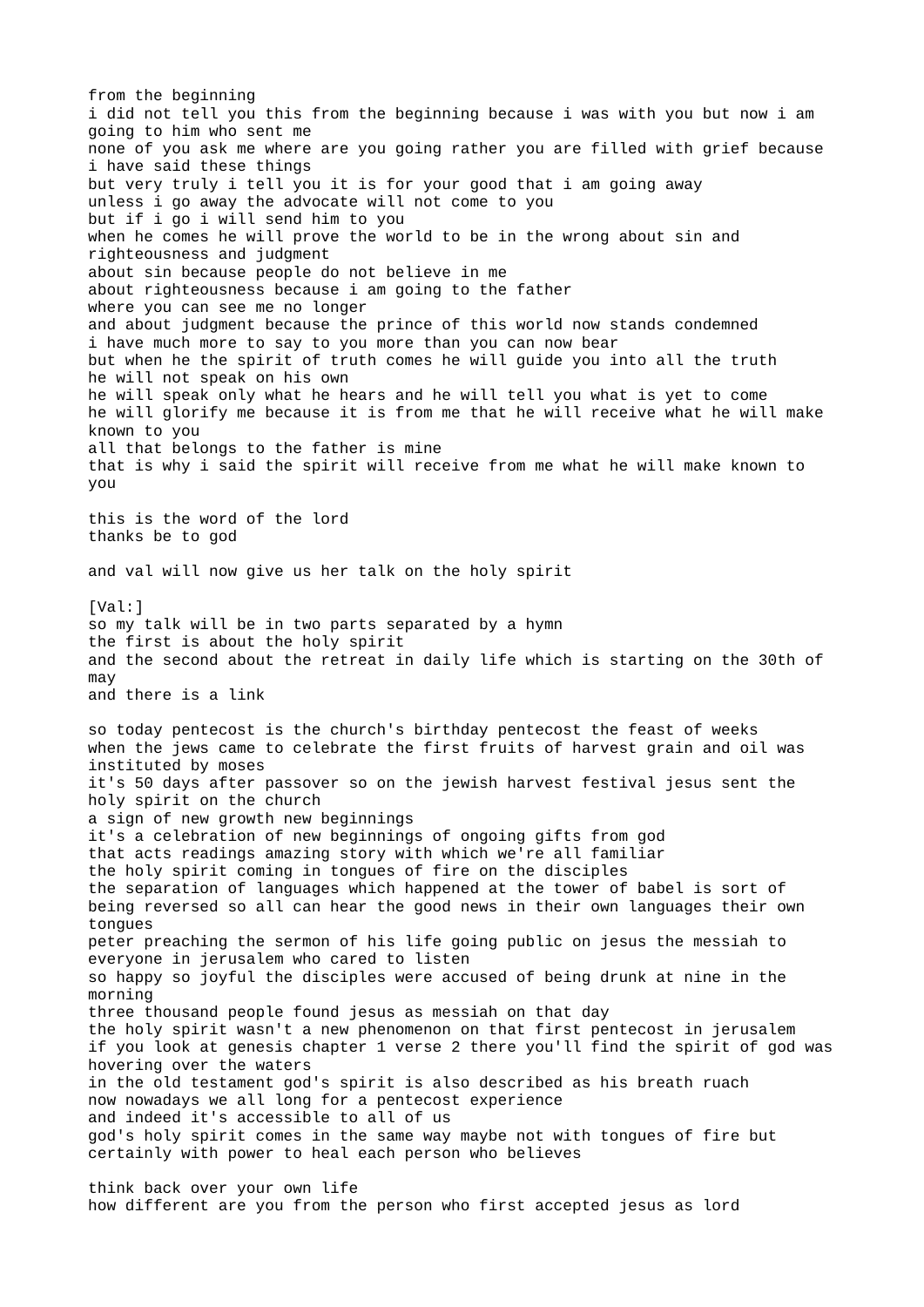from the beginning
i did not tell you this from the beginning because i was with you but now i am going to him who sent me
none of you ask me where are you going rather you are filled with grief because i have said these things
but very truly i tell you it is for your good that i am going away
unless i go away the advocate will not come to you
but if i go i will send him to you
when he comes he will prove the world to be in the wrong about sin and righteousness and judgment
about sin because people do not believe in me
about righteousness because i am going to the father
where you can see me no longer
and about judgment because the prince of this world now stands condemned
i have much more to say to you more than you can now bear
but when he the spirit of truth comes he will guide you into all the truth
he will not speak on his own
he will speak only what he hears and he will tell you what is yet to come
he will glorify me because it is from me that he will receive what he will make known to you
all that belongs to the father is mine
that is why i said the spirit will receive from me what he will make known to you

this is the word of the lord
thanks be to god

and val will now give us her talk on the holy spirit

[Val:]
so my talk will be in two parts separated by a hymn
the first is about the holy spirit
and the second about the retreat in daily life which is starting on the 30th of may
and there is a link

so today pentecost is the church's birthday pentecost the feast of weeks
when the jews came to celebrate the first fruits of harvest grain and oil was instituted by moses
it's 50 days after passover so on the jewish harvest festival jesus sent the holy spirit on the church
a sign of new growth new beginnings
it's a celebration of new beginnings of ongoing gifts from god
that acts readings amazing story with which we're all familiar
the holy spirit coming in tongues of fire on the disciples
the separation of languages which happened at the tower of babel is sort of being reversed so all can hear the good news in their own languages their own tongues
peter preaching the sermon of his life going public on jesus the messiah to everyone in jerusalem who cared to listen
so happy so joyful the disciples were accused of being drunk at nine in the morning
three thousand people found jesus as messiah on that day
the holy spirit wasn't a new phenomenon on that first pentecost in jerusalem
if you look at genesis chapter 1 verse 2 there you'll find the spirit of god was hovering over the waters
in the old testament god's spirit is also described as his breath ruach
now nowadays we all long for a pentecost experience
and indeed it's accessible to all of us
god's holy spirit comes in the same way maybe not with tongues of fire but certainly with power to heal each person who believes

think back over your own life
how different are you from the person who first accepted jesus as lord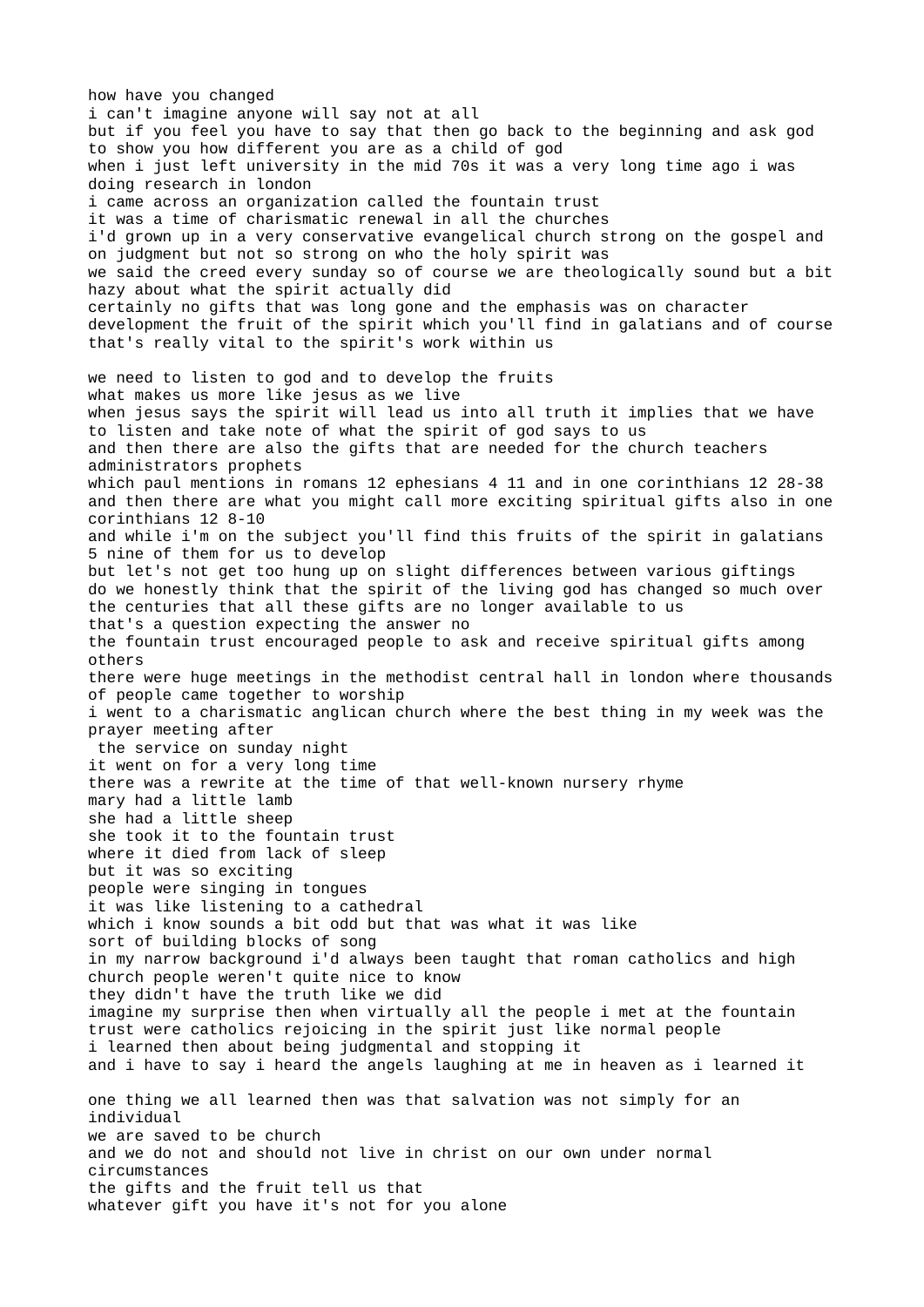how have you changed
i can't imagine anyone will say not at all
but if you feel you have to say that then go back to the beginning and ask god to show you how different you are as a child of god
when i just left university in the mid 70s it was a very long time ago i was doing research in london
i came across an organization called the fountain trust
it was a time of charismatic renewal in all the churches
i'd grown up in a very conservative evangelical church strong on the gospel and on judgment but not so strong on who the holy spirit was
we said the creed every sunday so of course we are theologically sound but a bit hazy about what the spirit actually did
certainly no gifts that was long gone and the emphasis was on character development the fruit of the spirit which you'll find in galatians and of course that's really vital to the spirit's work within us

we need to listen to god and to develop the fruits
what makes us more like jesus as we live
when jesus says the spirit will lead us into all truth it implies that we have to listen and take note of what the spirit of god says to us
and then there are also the gifts that are needed for the church teachers administrators prophets
which paul mentions in romans 12 ephesians 4 11 and in one corinthians 12 28-38
and then there are what you might call more exciting spiritual gifts also in one corinthians 12 8-10
and while i'm on the subject you'll find this fruits of the spirit in galatians 5 nine of them for us to develop
but let's not get too hung up on slight differences between various giftings
do we honestly think that the spirit of the living god has changed so much over the centuries that all these gifts are no longer available to us
that's a question expecting the answer no
the fountain trust encouraged people to ask and receive spiritual gifts among others
there were huge meetings in the methodist central hall in london where thousands of people came together to worship
i went to a charismatic anglican church where the best thing in my week was the prayer meeting after
the service on sunday night
it went on for a very long time
there was a rewrite at the time of that well-known nursery rhyme
mary had a little lamb
she had a little sheep
she took it to the fountain trust
where it died from lack of sleep
but it was so exciting
people were singing in tongues
it was like listening to a cathedral
which i know sounds a bit odd but that was what it was like
sort of building blocks of song
in my narrow background i'd always been taught that roman catholics and high church people weren't quite nice to know
they didn't have the truth like we did
imagine my surprise then when virtually all the people i met at the fountain trust were catholics rejoicing in the spirit just like normal people
i learned then about being judgmental and stopping it
and i have to say i heard the angels laughing at me in heaven as i learned it

one thing we all learned then was that salvation was not simply for an individual
we are saved to be church
and we do not and should not live in christ on our own under normal circumstances
the gifts and the fruit tell us that
whatever gift you have it's not for you alone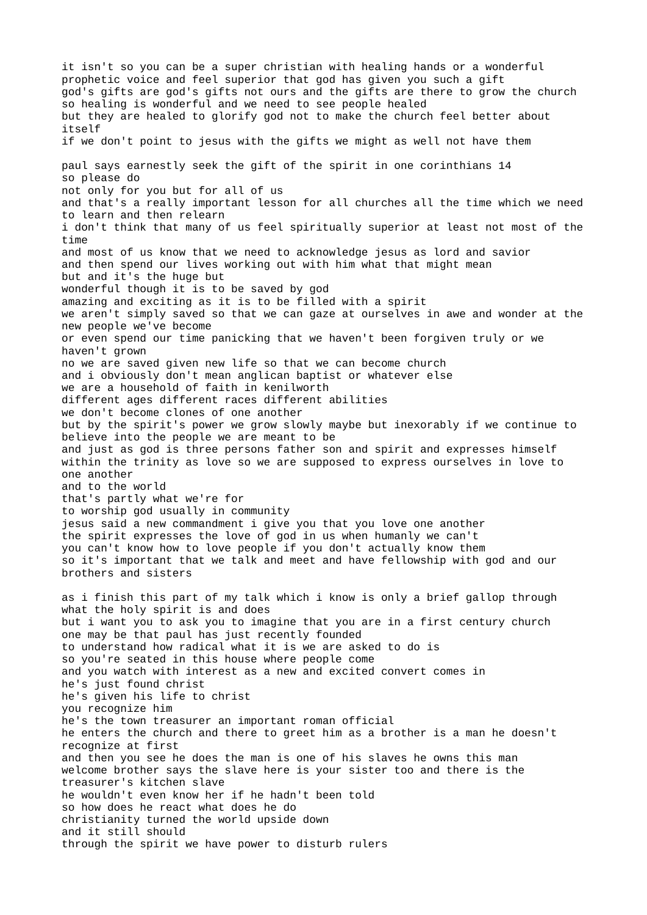it isn't so you can be a super christian with healing hands or a wonderful prophetic voice and feel superior that god has given you such a gift
god's gifts are god's gifts not ours and the gifts are there to grow the church
so healing is wonderful and we need to see people healed
but they are healed to glorify god not to make the church feel better about itself
if we don't point to jesus with the gifts we might as well not have them

paul says earnestly seek the gift of the spirit in one corinthians 14
so please do
not only for you but for all of us
and that's a really important lesson for all churches all the time which we need to learn and then relearn
i don't think that many of us feel spiritually superior at least not most of the time
and most of us know that we need to acknowledge jesus as lord and savior
and then spend our lives working out with him what that might mean
but and it's the huge but
wonderful though it is to be saved by god
amazing and exciting as it is to be filled with a spirit
we aren't simply saved so that we can gaze at ourselves in awe and wonder at the new people we've become
or even spend our time panicking that we haven't been forgiven truly or we haven't grown
no we are saved given new life so that we can become church
and i obviously don't mean anglican baptist or whatever else
we are a household of faith in kenilworth
different ages different races different abilities
we don't become clones of one another
but by the spirit's power we grow slowly maybe but inexorably if we continue to believe into the people we are meant to be
and just as god is three persons father son and spirit and expresses himself within the trinity as love so we are supposed to express ourselves in love to one another
and to the world
that's partly what we're for
to worship god usually in community
jesus said a new commandment i give you that you love one another
the spirit expresses the love of god in us when humanly we can't
you can't know how to love people if you don't actually know them
so it's important that we talk and meet and have fellowship with god and our brothers and sisters

as i finish this part of my talk which i know is only a brief gallop through what the holy spirit is and does
but i want you to ask you to imagine that you are in a first century church
one may be that paul has just recently founded
to understand how radical what it is we are asked to do is
so you're seated in this house where people come
and you watch with interest as a new and excited convert comes in
he's just found christ
he's given his life to christ
you recognize him
he's the town treasurer an important roman official
he enters the church and there to greet him as a brother is a man he doesn't recognize at first
and then you see he does the man is one of his slaves he owns this man
welcome brother says the slave here is your sister too and there is the treasurer's kitchen slave
he wouldn't even know her if he hadn't been told
so how does he react what does he do
christianity turned the world upside down
and it still should
through the spirit we have power to disturb rulers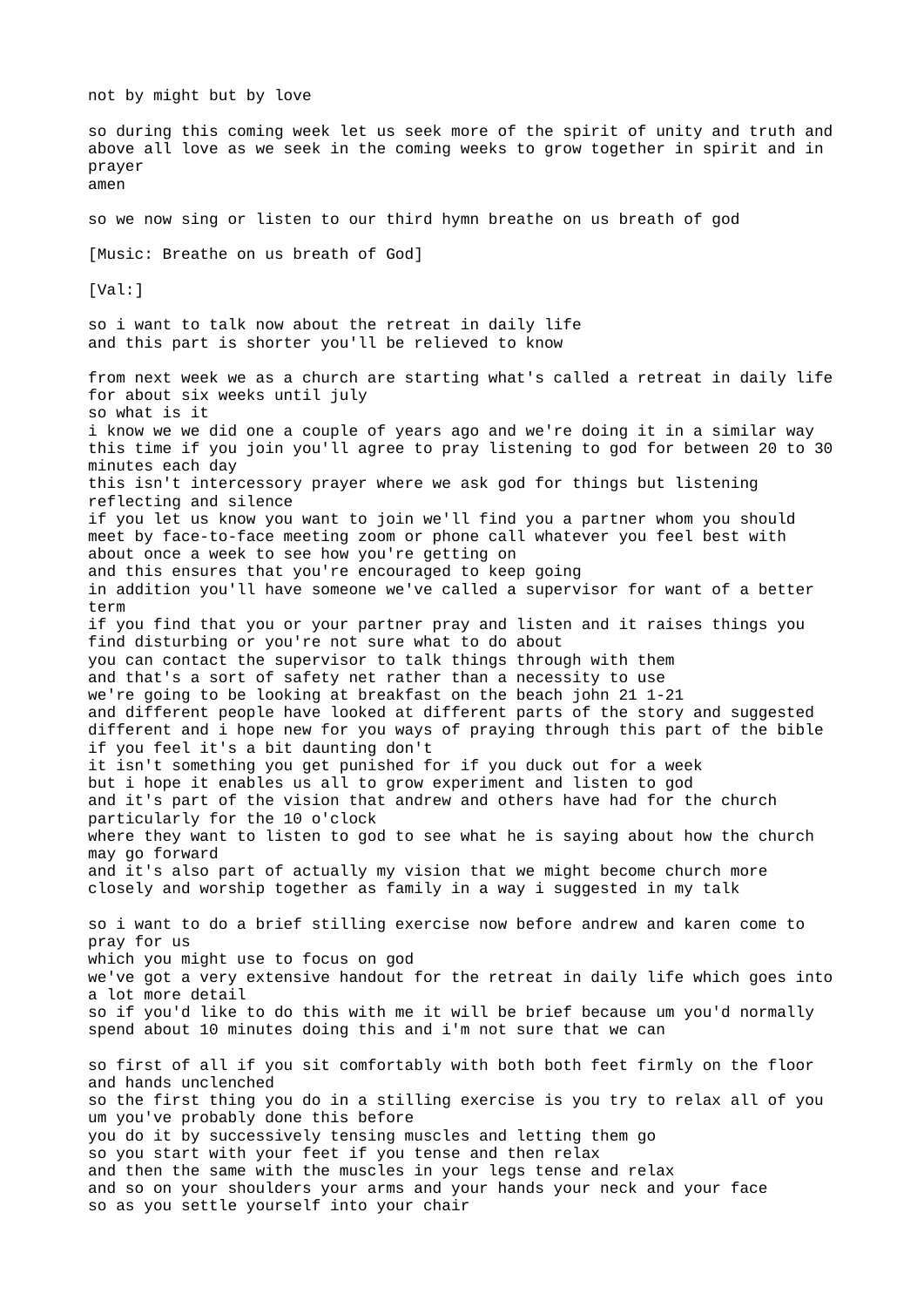not by might but by love

so during this coming week let us seek more of the spirit of unity and truth and above all love as we seek in the coming weeks to grow together in spirit and in prayer
amen

so we now sing or listen to our third hymn breathe on us breath of god

[Music: Breathe on us breath of God]

[Val:]

so i want to talk now about the retreat in daily life
and this part is shorter you'll be relieved to know

from next week we as a church are starting what's called a retreat in daily life for about six weeks until july
so what is it
i know we we did one a couple of years ago and we're doing it in a similar way this time if you join you'll agree to pray listening to god for between 20 to 30 minutes each day
this isn't intercessory prayer where we ask god for things but listening reflecting and silence
if you let us know you want to join we'll find you a partner whom you should meet by face-to-face meeting zoom or phone call whatever you feel best with about once a week to see how you're getting on
and this ensures that you're encouraged to keep going
in addition you'll have someone we've called a supervisor for want of a better term
if you find that you or your partner pray and listen and it raises things you find disturbing or you're not sure what to do about
you can contact the supervisor to talk things through with them
and that's a sort of safety net rather than a necessity to use
we're going to be looking at breakfast on the beach john 21 1-21
and different people have looked at different parts of the story and suggested different and i hope new for you ways of praying through this part of the bible
if you feel it's a bit daunting don't
it isn't something you get punished for if you duck out for a week
but i hope it enables us all to grow experiment and listen to god
and it's part of the vision that andrew and others have had for the church particularly for the 10 o'clock
where they want to listen to god to see what he is saying about how the church may go forward
and it's also part of actually my vision that we might become church more closely and worship together as family in a way i suggested in my talk

so i want to do a brief stilling exercise now before andrew and karen come to pray for us
which you might use to focus on god
we've got a very extensive handout for the retreat in daily life which goes into a lot more detail
so if you'd like to do this with me it will be brief because um you'd normally spend about 10 minutes doing this and i'm not sure that we can

so first of all if you sit comfortably with both both feet firmly on the floor and hands unclenched
so the first thing you do in a stilling exercise is you try to relax all of you
um you've probably done this before
you do it by successively tensing muscles and letting them go
so you start with your feet if you tense and then relax
and then the same with the muscles in your legs tense and relax
and so on your shoulders your arms and your hands your neck and your face
so as you settle yourself into your chair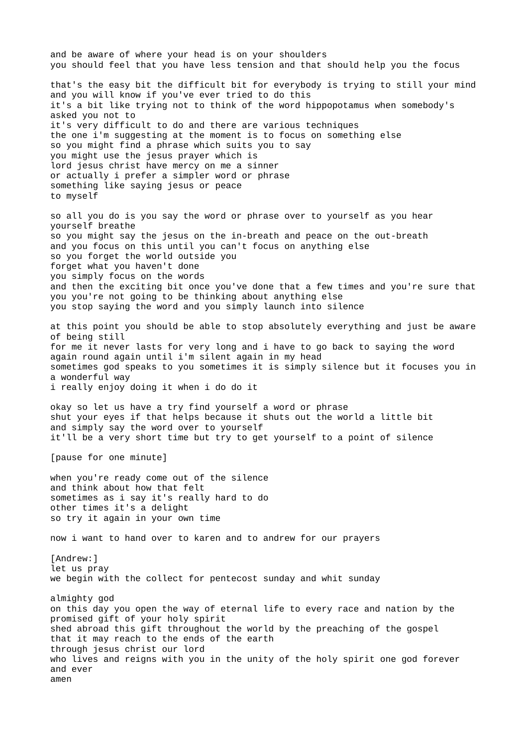and be aware of where your head is on your shoulders
you should feel that you have less tension and that should help you the focus

that's the easy bit the difficult bit for everybody is trying to still your mind
and you will know if you've ever tried to do this
it's a bit like trying not to think of the word hippopotamus when somebody's asked you not to
it's very difficult to do and there are various techniques
the one i'm suggesting at the moment is to focus on something else
so you might find a phrase which suits you to say
you might use the jesus prayer which is
lord jesus christ have mercy on me a sinner
or actually i prefer a simpler word or phrase
something like saying jesus or peace
to myself

so all you do is you say the word or phrase over to yourself as you hear yourself breathe
so you might say the jesus on the in-breath and peace on the out-breath
and you focus on this until you can't focus on anything else
so you forget the world outside you
forget what you haven't done
you simply focus on the words
and then the exciting bit once you've done that a few times and you're sure that you you're not going to be thinking about anything else
you stop saying the word and you simply launch into silence

at this point you should be able to stop absolutely everything and just be aware of being still
for me it never lasts for very long and i have to go back to saying the word again round again until i'm silent again in my head
sometimes god speaks to you sometimes it is simply silence but it focuses you in a wonderful way
i really enjoy doing it when i do do it

okay so let us have a try find yourself a word or phrase
shut your eyes if that helps because it shuts out the world a little bit
and simply say the word over to yourself
it'll be a very short time but try to get yourself to a point of silence

[pause for one minute]

when you're ready come out of the silence
and think about how that felt
sometimes as i say it's really hard to do
other times it's a delight
so try it again in your own time

now i want to hand over to karen and to andrew for our prayers

[Andrew:]
let us pray
we begin with the collect for pentecost sunday and whit sunday

almighty god
on this day you open the way of eternal life to every race and nation by the promised gift of your holy spirit
shed abroad this gift throughout the world by the preaching of the gospel
that it may reach to the ends of the earth
through jesus christ our lord
who lives and reigns with you in the unity of the holy spirit one god forever and ever
amen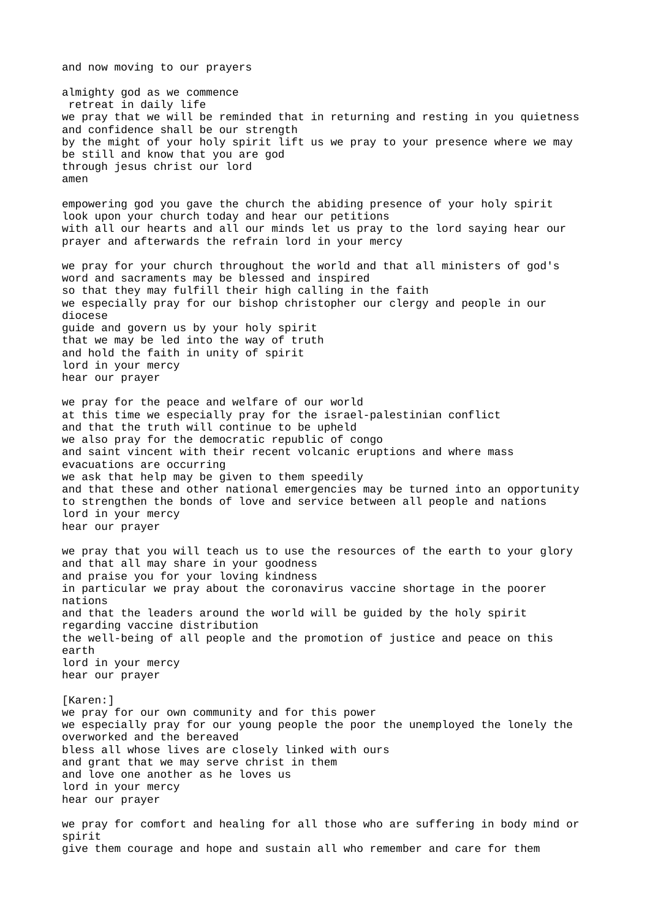and now moving to our prayers

almighty god as we commence
 retreat in daily life
we pray that we will be reminded that in returning and resting in you quietness and confidence shall be our strength
by the might of your holy spirit lift us we pray to your presence where we may be still and know that you are god
through jesus christ our lord
amen

empowering god you gave the church the abiding presence of your holy spirit
look upon your church today and hear our petitions
with all our hearts and all our minds let us pray to the lord saying hear our prayer and afterwards the refrain lord in your mercy

we pray for your church throughout the world and that all ministers of god's word and sacraments may be blessed and inspired
so that they may fulfill their high calling in the faith
we especially pray for our bishop christopher our clergy and people in our diocese
guide and govern us by your holy spirit
that we may be led into the way of truth
and hold the faith in unity of spirit
lord in your mercy
hear our prayer

we pray for the peace and welfare of our world
at this time we especially pray for the israel-palestinian conflict
and that the truth will continue to be upheld
we also pray for the democratic republic of congo
and saint vincent with their recent volcanic eruptions and where mass evacuations are occurring
we ask that help may be given to them speedily
and that these and other national emergencies may be turned into an opportunity to strengthen the bonds of love and service between all people and nations
lord in your mercy
hear our prayer

we pray that you will teach us to use the resources of the earth to your glory
and that all may share in your goodness
and praise you for your loving kindness
in particular we pray about the coronavirus vaccine shortage in the poorer nations
and that the leaders around the world will be guided by the holy spirit regarding vaccine distribution
the well-being of all people and the promotion of justice and peace on this earth
lord in your mercy
hear our prayer

[Karen:]
we pray for our own community and for this power
we especially pray for our young people the poor the unemployed the lonely the overworked and the bereaved
bless all whose lives are closely linked with ours
and grant that we may serve christ in them
and love one another as he loves us
lord in your mercy
hear our prayer

we pray for comfort and healing for all those who are suffering in body mind or spirit
give them courage and hope and sustain all who remember and care for them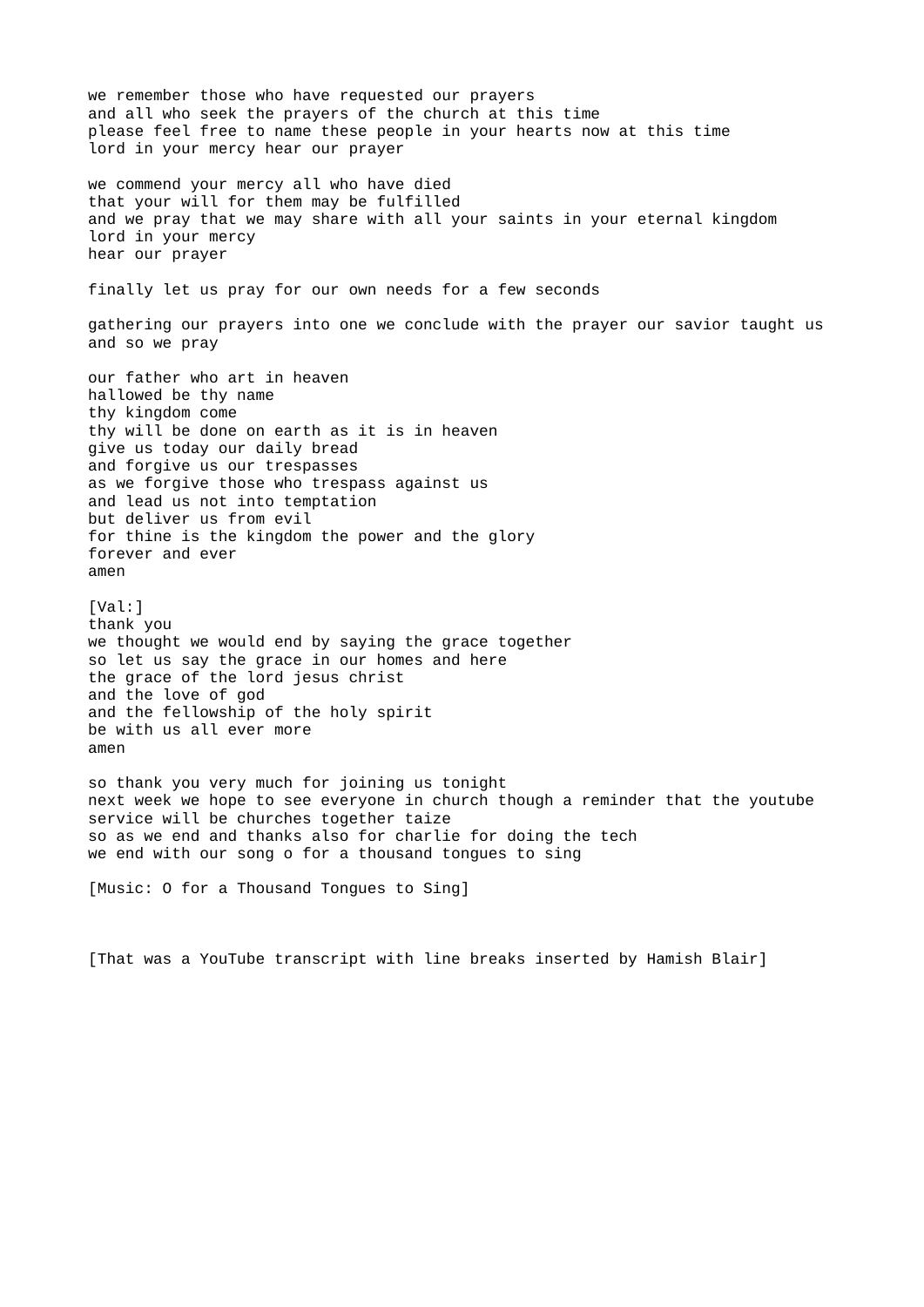we remember those who have requested our prayers
and all who seek the prayers of the church at this time
please feel free to name these people in your hearts now at this time
lord in your mercy hear our prayer

we commend your mercy all who have died
that your will for them may be fulfilled
and we pray that we may share with all your saints in your eternal kingdom
lord in your mercy
hear our prayer

finally let us pray for our own needs for a few seconds

gathering our prayers into one we conclude with the prayer our savior taught us
and so we pray

our father who art in heaven
hallowed be thy name
thy kingdom come
thy will be done on earth as it is in heaven
give us today our daily bread
and forgive us our trespasses
as we forgive those who trespass against us
and lead us not into temptation
but deliver us from evil
for thine is the kingdom the power and the glory
forever and ever
amen

[Val:]
thank you
we thought we would end by saying the grace together
so let us say the grace in our homes and here
the grace of the lord jesus christ
and the love of god
and the fellowship of the holy spirit
be with us all ever more
amen

so thank you very much for joining us tonight
next week we hope to see everyone in church though a reminder that the youtube
service will be churches together taize
so as we end and thanks also for charlie for doing the tech
we end with our song o for a thousand tongues to sing

[Music: O for a Thousand Tongues to Sing]

[That was a YouTube transcript with line breaks inserted by Hamish Blair]